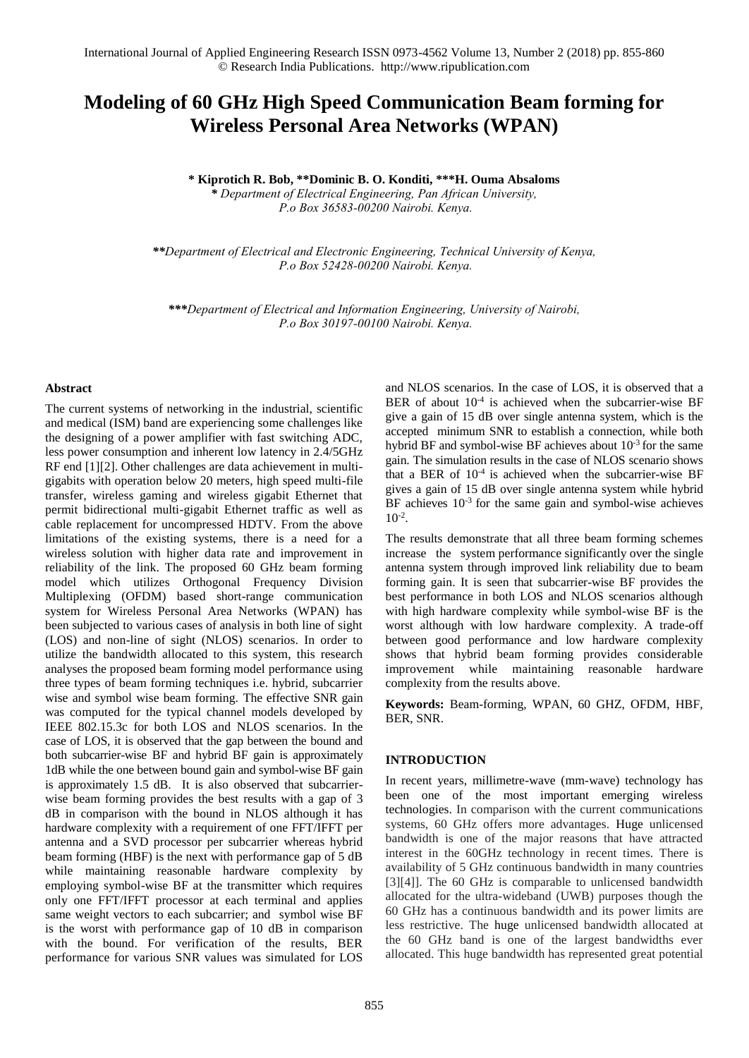# Modeling of 60 GHz High Speed Communication Beam forming for Wireless Personal Area Networks (WPAN)

**\* Kiprotich R. Bob, \*\*Dominic B. O. Konditi, \*\*\*H. Ouma Absaloms**

**\*** *Department of Electrical Engineering, Pan African University, P.o Box 36583-00200 Nairobi. Kenya.*

**\*\****Department of Electrical and Electronic Engineering, Technical University of Kenya, P.o Box 52428-00200 Nairobi. Kenya.*

**\*\*\****Department of Electrical and Information Engineering, University of Nairobi, P.o Box 30197-00100 Nairobi. Kenya.*

### Abstract

The current systems of networking in the industrial, scientific and medical (ISM) band are experiencing some challenges like the designing of a power amplifier with fast switching ADC, less power consumption and inherent low latency in 2.4/5GHz RF end [1][2]. Other challenges are data achievement in multi-gigabits with operation below 20 meters, high speed multi-file transfer, wireless gaming and wireless gigabit Ethernet that permit bidirectional multi-gigabit Ethernet traffic as well as cable replacement for uncompressed HDTV. From the above limitations of the existing systems, there is a need for a wireless solution with higher data rate and improvement in reliability of the link. The proposed 60 GHz beam forming model which utilizes Orthogonal Frequency Division Multiplexing (OFDM) based short-range communication system for Wireless Personal Area Networks (WPAN) has been subjected to various cases of analysis in both line of sight (LOS) and non-line of sight (NLOS) scenarios. In order to utilize the bandwidth allocated to this system, this research analyses the proposed beam forming model performance using three types of beam forming techniques i.e. hybrid, subcarrier wise and symbol wise beam forming. The effective SNR gain was computed for the typical channel models developed by IEEE 802.15.3c for both LOS and NLOS scenarios. In the case of LOS, it is observed that the gap between the bound and both subcarrier-wise BF and hybrid BF gain is approximately 1dB while the one between bound gain and symbol-wise BF gain is approximately 1.5 dB. It is also observed that subcarrier-wise beam forming provides the best results with a gap of 3 dB in comparison with the bound in NLOS although it has hardware complexity with a requirement of one FFT/IFFT per antenna and a SVD processor per subcarrier whereas hybrid beam forming (HBF) is the next with performance gap of 5 dB while maintaining reasonable hardware complexity by employing symbol-wise BF at the transmitter which requires only one FFT/IFFT processor at each terminal and applies same weight vectors to each subcarrier; and symbol wise BF is the worst with performance gap of 10 dB in comparison with the bound. For verification of the results, BER performance for various SNR values was simulated for LOS and NLOS scenarios. In the case of LOS, it is observed that a BER of about $10^{-4}$ is achieved when the subcarrier-wise BF give a gain of 15 dB over single antenna system, which is the accepted minimum SNR to establish a connection, while both hybrid BF and symbol-wise BF achieves about $10^{-3}$ for the same gain. The simulation results in the case of NLOS scenario shows that a BER of $10^{-4}$ is achieved when the subcarrier-wise BF gives a gain of 15 dB over single antenna system while hybrid BF achieves $10^{-3}$ for the same gain and symbol-wise achieves $10^{-2}$.

The results demonstrate that all three beam forming schemes increase the system performance significantly over the single antenna system through improved link reliability due to beam forming gain. It is seen that subcarrier-wise BF provides the best performance in both LOS and NLOS scenarios although with high hardware complexity while symbol-wise BF is the worst although with low hardware complexity. A trade-off between good performance and low hardware complexity shows that hybrid beam forming provides considerable improvement while maintaining reasonable hardware complexity from the results above.

**Keywords:** Beam-forming, WPAN, 60 GHZ, OFDM, HBF, BER, SNR.

### INTRODUCTION

In recent years, millimetre-wave (mm-wave) technology has been one of the most important emerging wireless technologies. In comparison with the current communications systems, 60 GHz offers more advantages. Huge unlicensed bandwidth is one of the major reasons that have attracted interest in the 60GHz technology in recent times. There is availability of 5 GHz continuous bandwidth in many countries [3][4]]. The 60 GHz is comparable to unlicensed bandwidth allocated for the ultra-wideband (UWB) purposes though the 60 GHz has a continuous bandwidth and its power limits are less restrictive. The huge unlicensed bandwidth allocated at the 60 GHz band is one of the largest bandwidths ever allocated. This huge bandwidth has represented great potential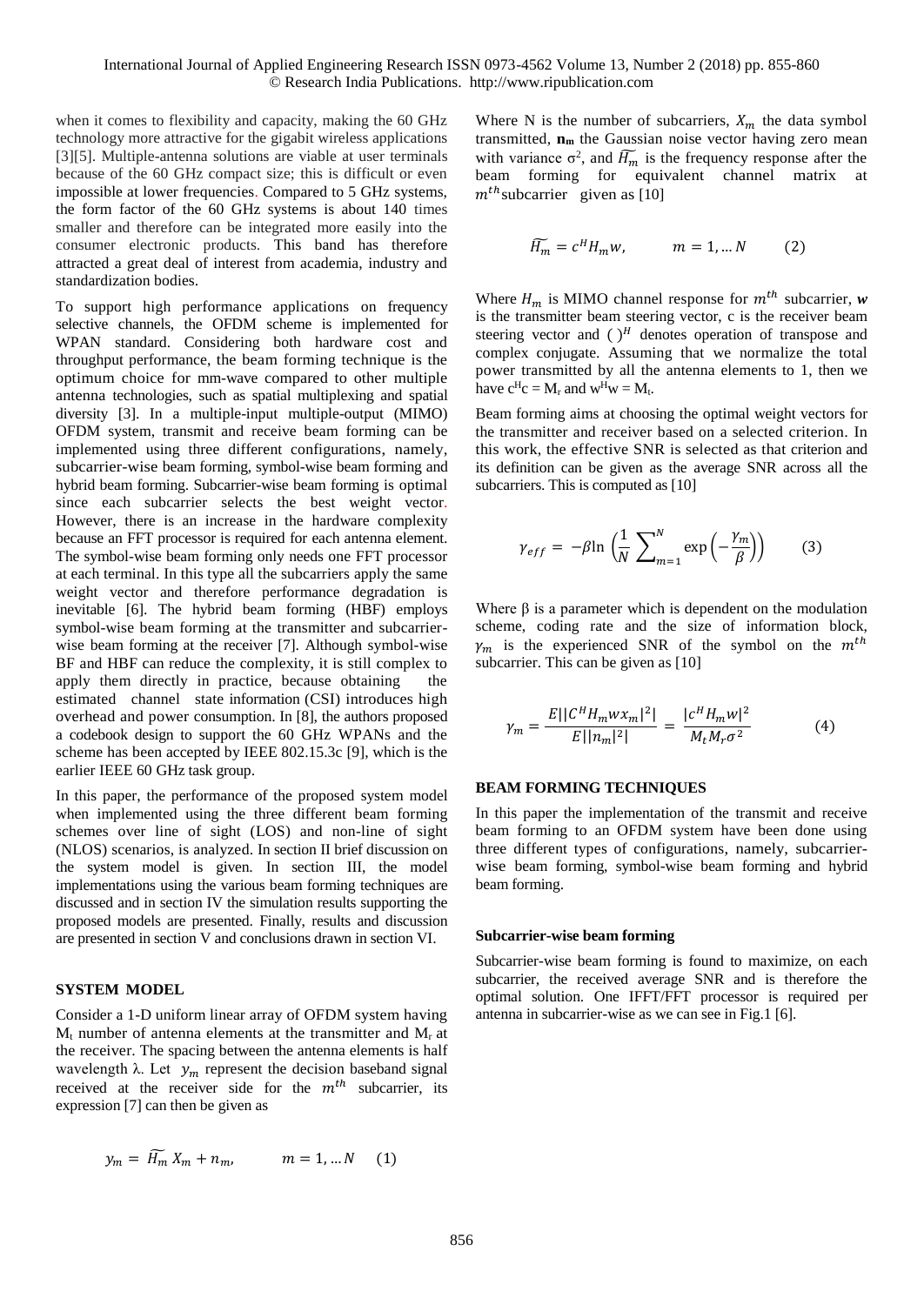when it comes to flexibility and capacity, making the 60 GHz technology more attractive for the gigabit wireless applications [3][5]. Multiple-antenna solutions are viable at user terminals because of the 60 GHz compact size; this is difficult or even impossible at lower frequencies. Compared to 5 GHz systems, the form factor of the 60 GHz systems is about 140 times smaller and therefore can be integrated more easily into the consumer electronic products. This band has therefore attracted a great deal of interest from academia, industry and standardization bodies.

To support high performance applications on frequency selective channels, the OFDM scheme is implemented for WPAN standard. Considering both hardware cost and throughput performance, the beam forming technique is the optimum choice for mm-wave compared to other multiple antenna technologies, such as spatial multiplexing and spatial diversity [3]. In a multiple-input multiple-output (MIMO) OFDM system, transmit and receive beam forming can be implemented using three different configurations, namely, subcarrier-wise beam forming, symbol-wise beam forming and hybrid beam forming. Subcarrier-wise beam forming is optimal since each subcarrier selects the best weight vector. However, there is an increase in the hardware complexity because an FFT processor is required for each antenna element. The symbol-wise beam forming only needs one FFT processor at each terminal. In this type all the subcarriers apply the same weight vector and therefore performance degradation is inevitable [6]. The hybrid beam forming (HBF) employs symbol-wise beam forming at the transmitter and subcarrier-wise beam forming at the receiver [7]. Although symbol-wise BF and HBF can reduce the complexity, it is still complex to apply them directly in practice, because obtaining the estimated channel state information (CSI) introduces high overhead and power consumption. In [8], the authors proposed a codebook design to support the 60 GHz WPANs and the scheme has been accepted by IEEE 802.15.3c [9], which is the earlier IEEE 60 GHz task group.

In this paper, the performance of the proposed system model when implemented using the three different beam forming schemes over line of sight (LOS) and non-line of sight (NLOS) scenarios, is analyzed. In section II brief discussion on the system model is given. In section III, the model implementations using the various beam forming techniques are discussed and in section IV the simulation results supporting the proposed models are presented. Finally, results and discussion are presented in section V and conclusions drawn in section VI.

## SYSTEM MODEL

Consider a 1-D uniform linear array of OFDM system having $M_t$ number of antenna elements at the transmitter and $M_r$ at the receiver. The spacing between the antenna elements is half wavelength λ. Let $y_m$ represent the decision baseband signal received at the receiver side for the $m^{th}$ subcarrier, its expression [7] can then be given as

$$y_m = \widetilde{H_m}\, X_m + n_m, \qquad m = 1, \dots N \qquad (1)$$

Where N is the number of subcarriers, $X_m$ the data symbol transmitted, $\mathbf{n_m}$ the Gaussian noise vector having zero mean with variance $\sigma^2$, and $\widetilde{H_m}$ is the frequency response after the beam forming for equivalent channel matrix at $m^{th}$ subcarrier given as [10]

$$\widetilde{H_m} = c^H H_m w, \qquad m = 1, \dots N \qquad (2)$$

Where $H_m$ is MIMO channel response for $m^{th}$ subcarrier, $\boldsymbol{w}$ is the transmitter beam steering vector, c is the receiver beam steering vector and $(\,)^H$ denotes operation of transpose and complex conjugate. Assuming that we normalize the total power transmitted by all the antenna elements to 1, then we have $c^H c = M_r$ and $w^H w = M_t$.

Beam forming aims at choosing the optimal weight vectors for the transmitter and receiver based on a selected criterion. In this work, the effective SNR is selected as that criterion and its definition can be given as the average SNR across all the subcarriers. This is computed as [10]

$$\gamma_{eff} = -\beta \ln\left(\frac{1}{N}\sum_{m=1}^{N} \exp\left(-\frac{\gamma_m}{\beta}\right)\right) \qquad (3)$$

Where β is a parameter which is dependent on the modulation scheme, coding rate and the size of information block, $\gamma_m$ is the experienced SNR of the symbol on the $m^{th}$ subcarrier. This can be given as [10]

$$\gamma_m = \frac{E||C^H H_m w x_m|^2|}{E||n_m|^2|} = \frac{|c^H H_m w|^2}{M_t M_r \sigma^2} \qquad (4)$$

## BEAM FORMING TECHNIQUES

In this paper the implementation of the transmit and receive beam forming to an OFDM system have been done using three different types of configurations, namely, subcarrier-wise beam forming, symbol-wise beam forming and hybrid beam forming.

### Subcarrier-wise beam forming

Subcarrier-wise beam forming is found to maximize, on each subcarrier, the received average SNR and is therefore the optimal solution. One IFFT/FFT processor is required per antenna in subcarrier-wise as we can see in Fig.1 [6].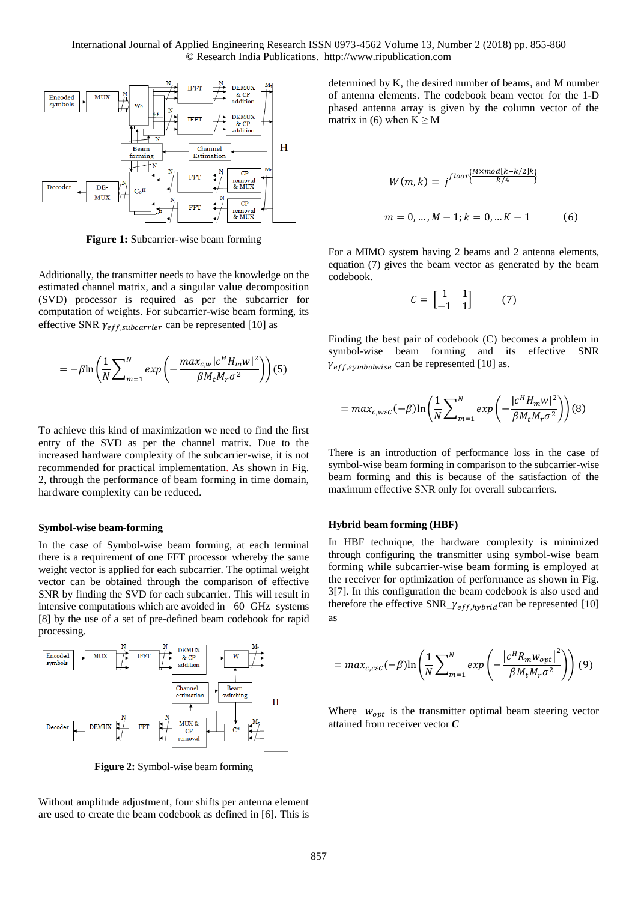**Figure 1:** Subcarrier-wise beam forming

Additionally, the transmitter needs to have the knowledge on the estimated channel matrix, and a singular value decomposition (SVD) processor is required as per the subcarrier for computation of weights. For subcarrier-wise beam forming, its effective SNR $\gamma_{eff,subcarrier}$ can be represented [10] as

$$= -\beta \ln\left(\frac{1}{N}\sum_{m=1}^{N} exp\left(-\frac{max_{c,w}|c^H H_m w|^2}{\beta M_t M_r \sigma^2}\right)\right) (5)$$

To achieve this kind of maximization we need to find the first entry of the SVD as per the channel matrix. Due to the increased hardware complexity of the subcarrier-wise, it is not recommended for practical implementation. As shown in Fig. 2, through the performance of beam forming in time domain, hardware complexity can be reduced.

### Symbol-wise beam-forming

In the case of Symbol-wise beam forming, at each terminal there is a requirement of one FFT processor whereby the same weight vector is applied for each subcarrier. The optimal weight vector can be obtained through the comparison of effective SNR by finding the SVD for each subcarrier. This will result in intensive computations which are avoided in 60 GHz systems [8] by the use of a set of pre-defined beam codebook for rapid processing.

**Figure 2:** Symbol-wise beam forming

Without amplitude adjustment, four shifts per antenna element are used to create the beam codebook as defined in [6]. This is determined by K, the desired number of beams, and M number of antenna elements. The codebook beam vector for the 1-D phased antenna array is given by the column vector of the matrix in (6) when K ≥ M

$$W(m,k) = j^{floor\left\{\frac{M\times mod[k+k/2]k}{k/4}\right\}}$$

$$m = 0, \ldots, M-1; k = 0, \ldots K-1 \qquad (6)$$

For a MIMO system having 2 beams and 2 antenna elements, equation (7) gives the beam vector as generated by the beam codebook.

$$C = \begin{bmatrix} 1 & 1 \\ -1 & 1 \end{bmatrix} \qquad (7)$$

Finding the best pair of codebook (C) becomes a problem in symbol-wise beam forming and its effective SNR $\gamma_{eff,symbolwise}$ can be represented [10] as.

$$= max_{c,w\epsilon C}(-\beta)\ln\left(\frac{1}{N}\sum_{m=1}^{N} exp\left(-\frac{|c^H H_m w|^2}{\beta M_t M_r \sigma^2}\right)\right) (8)$$

There is an introduction of performance loss in the case of symbol-wise beam forming in comparison to the subcarrier-wise beam forming and this is because of the satisfaction of the maximum effective SNR only for overall subcarriers.

### Hybrid beam forming (HBF)

In HBF technique, the hardware complexity is minimized through configuring the transmitter using symbol-wise beam forming while subcarrier-wise beam forming is employed at the receiver for optimization of performance as shown in Fig. 3[7]. In this configuration the beam codebook is also used and therefore the effective SNR_$\gamma_{eff,hybrid}$ can be represented [10] as

$$= max_{c,c\epsilon C}(-\beta)\ln\left(\frac{1}{N}\sum_{m=1}^{N} exp\left(-\frac{|c^H R_m w_{opt}|^2}{\beta M_t M_r \sigma^2}\right)\right) (9)$$

Where $w_{opt}$ is the transmitter optimal beam steering vector attained from receiver vector $\boldsymbol{C}$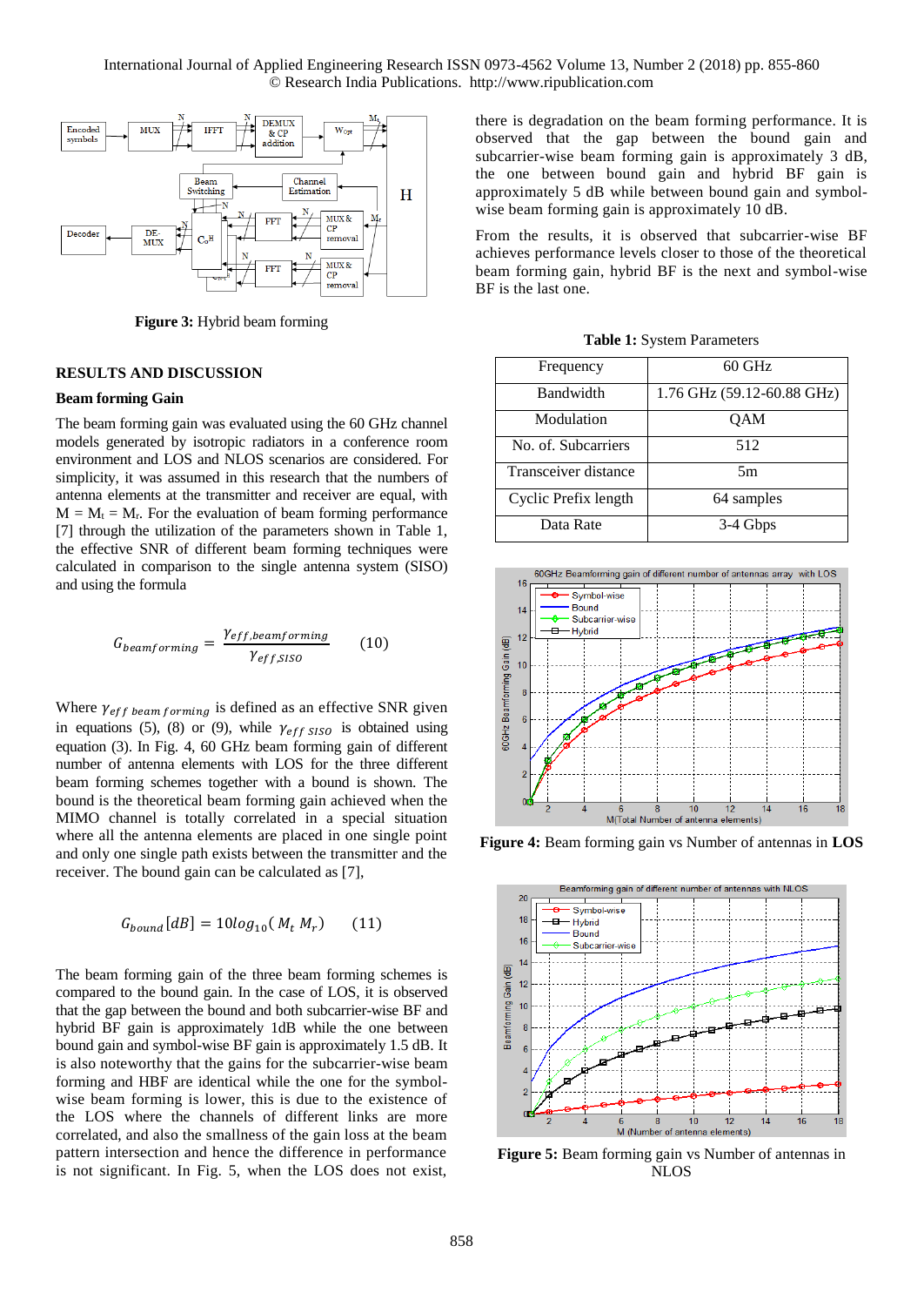**Figure 3:** Hybrid beam forming

## RESULTS AND DISCUSSION

### Beam forming Gain

The beam forming gain was evaluated using the 60 GHz channel models generated by isotropic radiators in a conference room environment and LOS and NLOS scenarios are considered. For simplicity, it was assumed in this research that the numbers of antenna elements at the transmitter and receiver are equal, with $M = M_t = M_r$. For the evaluation of beam forming performance [7] through the utilization of the parameters shown in Table 1, the effective SNR of different beam forming techniques were calculated in comparison to the single antenna system (SISO) and using the formula

$$G_{beamforming} = \frac{\gamma_{eff,beamforming}}{\gamma_{eff,SISO}} \qquad (10)$$

Where $\gamma_{eff\ beam\ forming}$ is defined as an effective SNR given in equations (5), (8) or (9), while $\gamma_{eff\ SISO}$ is obtained using equation (3). In Fig. 4, 60 GHz beam forming gain of different number of antenna elements with LOS for the three different beam forming schemes together with a bound is shown. The bound is the theoretical beam forming gain achieved when the MIMO channel is totally correlated in a special situation where all the antenna elements are placed in one single point and only one single path exists between the transmitter and the receiver. The bound gain can be calculated as [7],

$$G_{bound}[dB] = 10log_{10}(M_t\ M_r) \qquad (11)$$

The beam forming gain of the three beam forming schemes is compared to the bound gain. In the case of LOS, it is observed that the gap between the bound and both subcarrier-wise BF and hybrid BF gain is approximately 1dB while the one between bound gain and symbol-wise BF gain is approximately 1.5 dB. It is also noteworthy that the gains for the subcarrier-wise beam forming and HBF are identical while the one for the symbol-wise beam forming is lower, this is due to the existence of the LOS where the channels of different links are more correlated, and also the smallness of the gain loss at the beam pattern intersection and hence the difference in performance is not significant. In Fig. 5, when the LOS does not exist, there is degradation on the beam forming performance. It is observed that the gap between the bound gain and subcarrier-wise beam forming gain is approximately 3 dB, the one between bound gain and hybrid BF gain is approximately 5 dB while between bound gain and symbol-wise beam forming gain is approximately 10 dB.

From the results, it is observed that subcarrier-wise BF achieves performance levels closer to those of the theoretical beam forming performance, hybrid BF is the next and symbol-wise BF is the last one.

**Table 1:** System Parameters

| Parameter | Value |
|---|---|
| Frequency | 60 GHz |
| Bandwidth | 1.76 GHz (59.12-60.88 GHz) |
| Modulation | QAM |
| No. of. Subcarriers | 512 |
| Transceiver distance | 5m |
| Cyclic Prefix length | 64 samples |
| Data Rate | 3-4 Gbps |

**Figure 4:** Beam forming gain vs Number of antennas in **LOS**

**Figure 5:** Beam forming gain vs Number of antennas in NLOS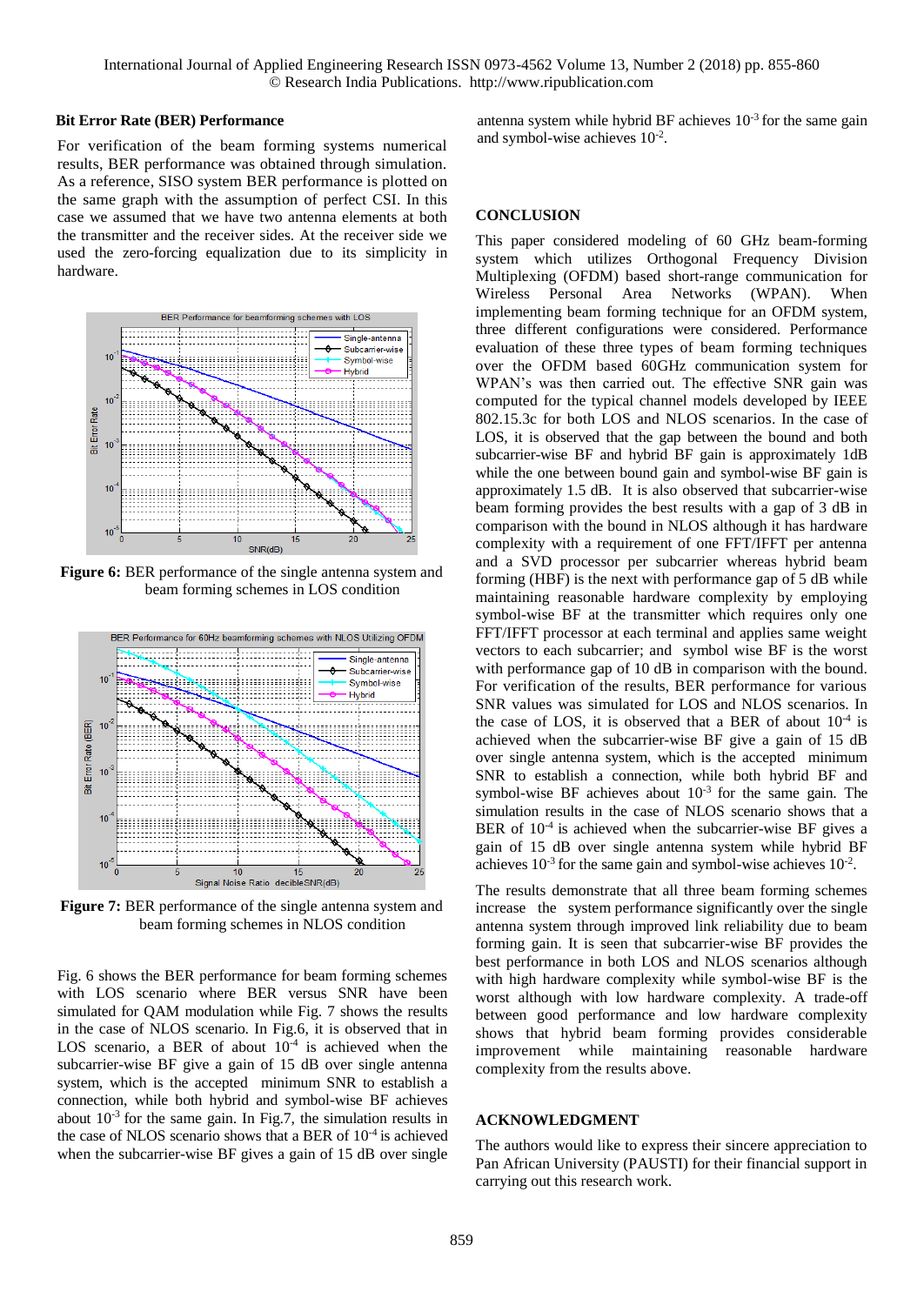## Bit Error Rate (BER) Performance

For verification of the beam forming systems numerical results, BER performance was obtained through simulation. As a reference, SISO system BER performance is plotted on the same graph with the assumption of perfect CSI. In this case we assumed that we have two antenna elements at both the transmitter and the receiver sides. At the receiver side we used the zero-forcing equalization due to its simplicity in hardware.

**Figure 6:** BER performance of the single antenna system and beam forming schemes in LOS condition

**Figure 7:** BER performance of the single antenna system and beam forming schemes in NLOS condition

Fig. 6 shows the BER performance for beam forming schemes with LOS scenario where BER versus SNR have been simulated for QAM modulation while Fig. 7 shows the results in the case of NLOS scenario. In Fig.6, it is observed that in LOS scenario, a BER of about $10^{-4}$ is achieved when the subcarrier-wise BF give a gain of 15 dB over single antenna system, which is the accepted minimum SNR to establish a connection, while both hybrid and symbol-wise BF achieves about $10^{-3}$ for the same gain. In Fig.7, the simulation results in the case of NLOS scenario shows that a BER of $10^{-4}$ is achieved when the subcarrier-wise BF gives a gain of 15 dB over single antenna system while hybrid BF achieves $10^{-3}$ for the same gain and symbol-wise achieves $10^{-2}$.

## CONCLUSION

This paper considered modeling of 60 GHz beam-forming system which utilizes Orthogonal Frequency Division Multiplexing (OFDM) based short-range communication for Wireless Personal Area Networks (WPAN). When implementing beam forming technique for an OFDM system, three different configurations were considered. Performance evaluation of these three types of beam forming techniques over the OFDM based 60GHz communication system for WPAN's was then carried out. The effective SNR gain was computed for the typical channel models developed by IEEE 802.15.3c for both LOS and NLOS scenarios. In the case of LOS, it is observed that the gap between the bound and both subcarrier-wise BF and hybrid BF gain is approximately 1dB while the one between bound gain and symbol-wise BF gain is approximately 1.5 dB. It is also observed that subcarrier-wise beam forming provides the best results with a gap of 3 dB in comparison with the bound in NLOS although it has hardware complexity with a requirement of one FFT/IFFT per antenna and a SVD processor per subcarrier whereas hybrid beam forming (HBF) is the next with performance gap of 5 dB while maintaining reasonable hardware complexity by employing symbol-wise BF at the transmitter which requires only one FFT/IFFT processor at each terminal and applies same weight vectors to each subcarrier; and symbol wise BF is the worst with performance gap of 10 dB in comparison with the bound. For verification of the results, BER performance for various SNR values was simulated for LOS and NLOS scenarios. In the case of LOS, it is observed that a BER of about $10^{-4}$ is achieved when the subcarrier-wise BF give a gain of 15 dB over single antenna system, which is the accepted minimum SNR to establish a connection, while both hybrid BF and symbol-wise BF achieves about $10^{-3}$ for the same gain. The simulation results in the case of NLOS scenario shows that a BER of $10^{-4}$ is achieved when the subcarrier-wise BF gives a gain of 15 dB over single antenna system while hybrid BF achieves $10^{-3}$ for the same gain and symbol-wise achieves $10^{-2}$.

The results demonstrate that all three beam forming schemes increase the system performance significantly over the single antenna system through improved link reliability due to beam forming gain. It is seen that subcarrier-wise BF provides the best performance in both LOS and NLOS scenarios although with high hardware complexity while symbol-wise BF is the worst although with low hardware complexity. A trade-off between good performance and low hardware complexity shows that hybrid beam forming provides considerable improvement while maintaining reasonable hardware complexity from the results above.

## ACKNOWLEDGMENT

The authors would like to express their sincere appreciation to Pan African University (PAUSTI) for their financial support in carrying out this research work.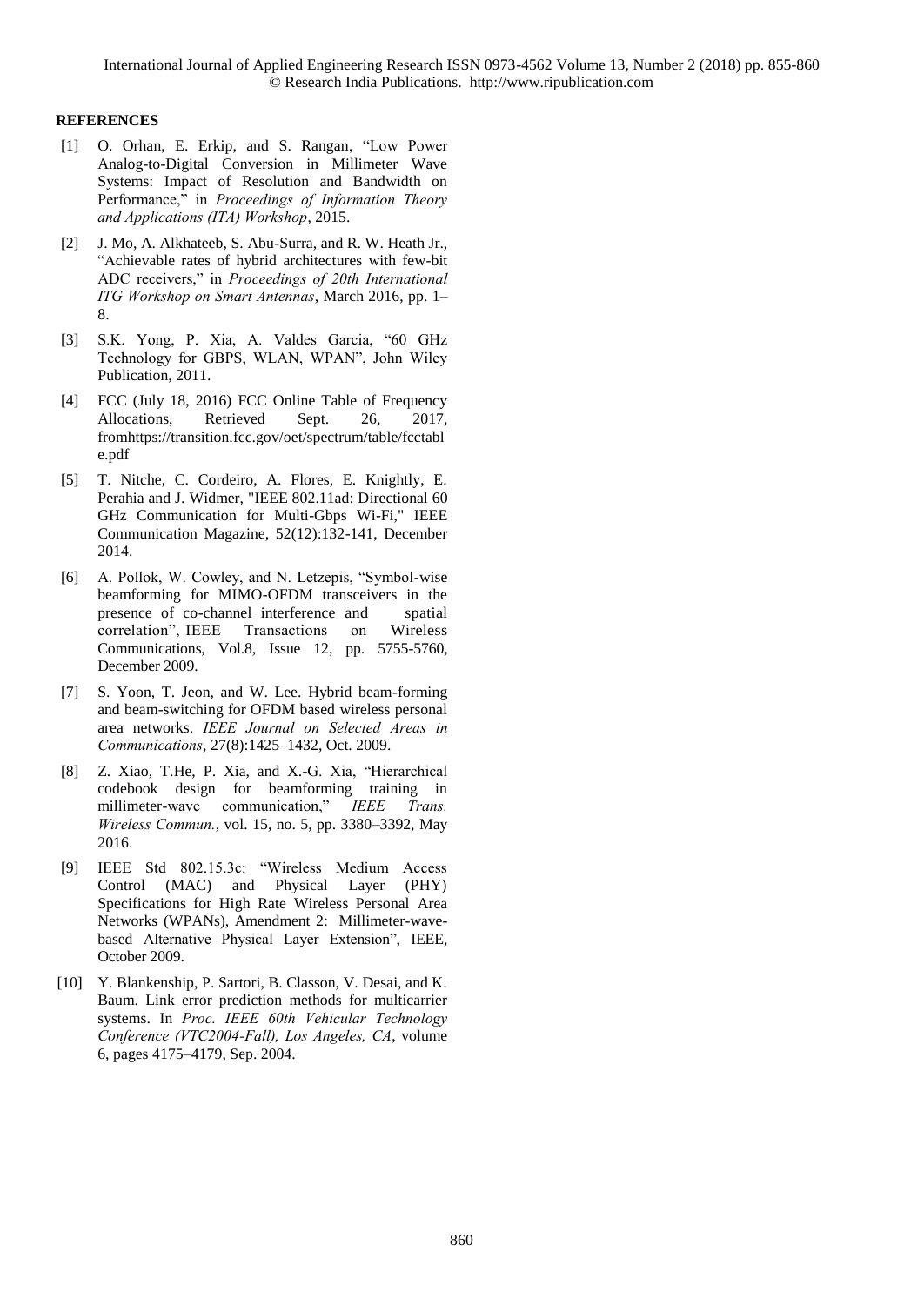## REFERENCES

[1] O. Orhan, E. Erkip, and S. Rangan, "Low Power Analog-to-Digital Conversion in Millimeter Wave Systems: Impact of Resolution and Bandwidth on Performance," in *Proceedings of Information Theory and Applications (ITA) Workshop*, 2015.

[2] J. Mo, A. Alkhateeb, S. Abu-Surra, and R. W. Heath Jr., "Achievable rates of hybrid architectures with few-bit ADC receivers," in *Proceedings of 20th International ITG Workshop on Smart Antennas*, March 2016, pp. 1–8.

[3] S.K. Yong, P. Xia, A. Valdes Garcia, "60 GHz Technology for GBPS, WLAN, WPAN", John Wiley Publication, 2011.

[4] FCC (July 18, 2016) FCC Online Table of Frequency Allocations, Retrieved Sept. 26, 2017, fromhttps://transition.fcc.gov/oet/spectrum/table/fcctable.pdf

[5] T. Nitche, C. Cordeiro, A. Flores, E. Knightly, E. Perahia and J. Widmer, "IEEE 802.11ad: Directional 60 GHz Communication for Multi-Gbps Wi-Fi," IEEE Communication Magazine, 52(12):132-141, December 2014.

[6] A. Pollok, W. Cowley, and N. Letzepis, "Symbol-wise beamforming for MIMO-OFDM transceivers in the presence of co-channel interference and spatial correlation", IEEE Transactions on Wireless Communications, Vol.8, Issue 12, pp. 5755-5760, December 2009.

[7] S. Yoon, T. Jeon, and W. Lee. Hybrid beam-forming and beam-switching for OFDM based wireless personal area networks. *IEEE Journal on Selected Areas in Communications*, 27(8):1425–1432, Oct. 2009.

[8] Z. Xiao, T.He, P. Xia, and X.-G. Xia, "Hierarchical codebook design for beamforming training in millimeter-wave communication," *IEEE Trans. Wireless Commun.*, vol. 15, no. 5, pp. 3380–3392, May 2016.

[9] IEEE Std 802.15.3c: "Wireless Medium Access Control (MAC) and Physical Layer (PHY) Specifications for High Rate Wireless Personal Area Networks (WPANs), Amendment 2: Millimeter-wave-based Alternative Physical Layer Extension", IEEE, October 2009.

[10] Y. Blankenship, P. Sartori, B. Classon, V. Desai, and K. Baum. Link error prediction methods for multicarrier systems. In *Proc. IEEE 60th Vehicular Technology Conference (VTC2004-Fall), Los Angeles, CA*, volume 6, pages 4175–4179, Sep. 2004.